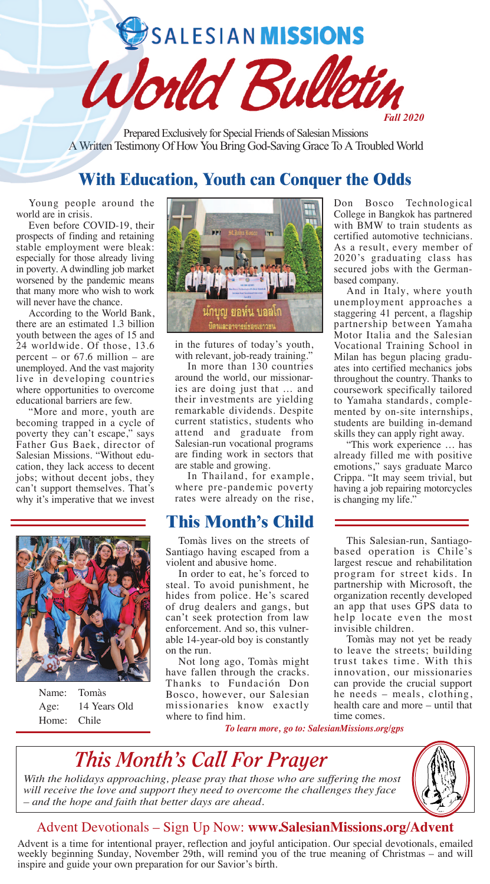# SALESIAN MISSIONS World Bulletin

*Fall 2020*

Prepared Exclusively for Special Friends of Salesian Missions
A Written Testimony Of How You Bring God-Saving Grace To A Troubled World

## With Education, Youth can Conquer the Odds

Young people around the world are in crisis.

Even before COVID-19, their prospects of finding and retaining stable employment were bleak: especially for those already living in poverty. A dwindling job market worsened by the pandemic means that many more who wish to work will never have the chance.

According to the World Bank, there are an estimated 1.3 billion youth between the ages of 15 and 24 worldwide. Of those, 13.6 percent – or 67.6 million – are unemployed. And the vast majority live in developing countries where opportunities to overcome educational barriers are few.

"More and more, youth are becoming trapped in a cycle of poverty they can't escape," says Father Gus Baek, director of Salesian Missions. "Without education, they lack access to decent jobs; without decent jobs, they can't support themselves. That's why it's imperative that we invest in the futures of today's youth, with relevant, job-ready training."

In more than 130 countries around the world, our missionaries are doing just that … and their investments are yielding remarkable dividends. Despite current statistics, students who attend and graduate from Salesian-run vocational programs are finding work in sectors that are stable and growing.

In Thailand, for example, where pre-pandemic poverty rates were already on the rise, Don Bosco Technological College in Bangkok has partnered with BMW to train students as certified automotive technicians. As a result, every member of 2020's graduating class has secured jobs with the German-based company.

And in Italy, where youth unemployment approaches a staggering 41 percent, a flagship partnership between Yamaha Motor Italia and the Salesian Vocational Training School in Milan has begun placing graduates into certified mechanics jobs throughout the country. Thanks to coursework specifically tailored to Yamaha standards, complemented by on-site internships, students are building in-demand skills they can apply right away.

"This work experience … has already filled me with positive emotions," says graduate Marco Crippa. "It may seem trivial, but having a job repairing motorcycles is changing my life."

## This Month's Child

Name: Tomàs
Age: 14 Years Old
Home: Chile

Tomàs lives on the streets of Santiago having escaped from a violent and abusive home.

In order to eat, he's forced to steal. To avoid punishment, he hides from police. He's scared of drug dealers and gangs, but can't seek protection from law enforcement. And so, this vulnerable 14-year-old boy is constantly on the run.

Not long ago, Tomàs might have fallen through the cracks. Thanks to Fundación Don Bosco, however, our Salesian missionaries know exactly where to find him.

This Salesian-run, Santiago-based operation is Chile's largest rescue and rehabilitation program for street kids. In partnership with Microsoft, the organization recently developed an app that uses GPS data to help locate even the most invisible children.

Tomàs may not yet be ready to leave the streets; building trust takes time. With this innovation, our missionaries can provide the crucial support he needs – meals, clothing, health care and more – until that time comes.

***To learn more, go to: SalesianMissions.org/gps***

## *This Month's Call For Prayer*

*With the holidays approaching, please pray that those who are suffering the most will receive the love and support they need to overcome the challenges they face – and the hope and faith that better days are ahead.*

### Advent Devotionals – Sign Up Now: **www.SalesianMissions.org/Advent**

Advent is a time for intentional prayer, reflection and joyful anticipation. Our special devotionals, emailed weekly beginning Sunday, November 29th, will remind you of the true meaning of Christmas – and will inspire and guide your own preparation for our Savior's birth.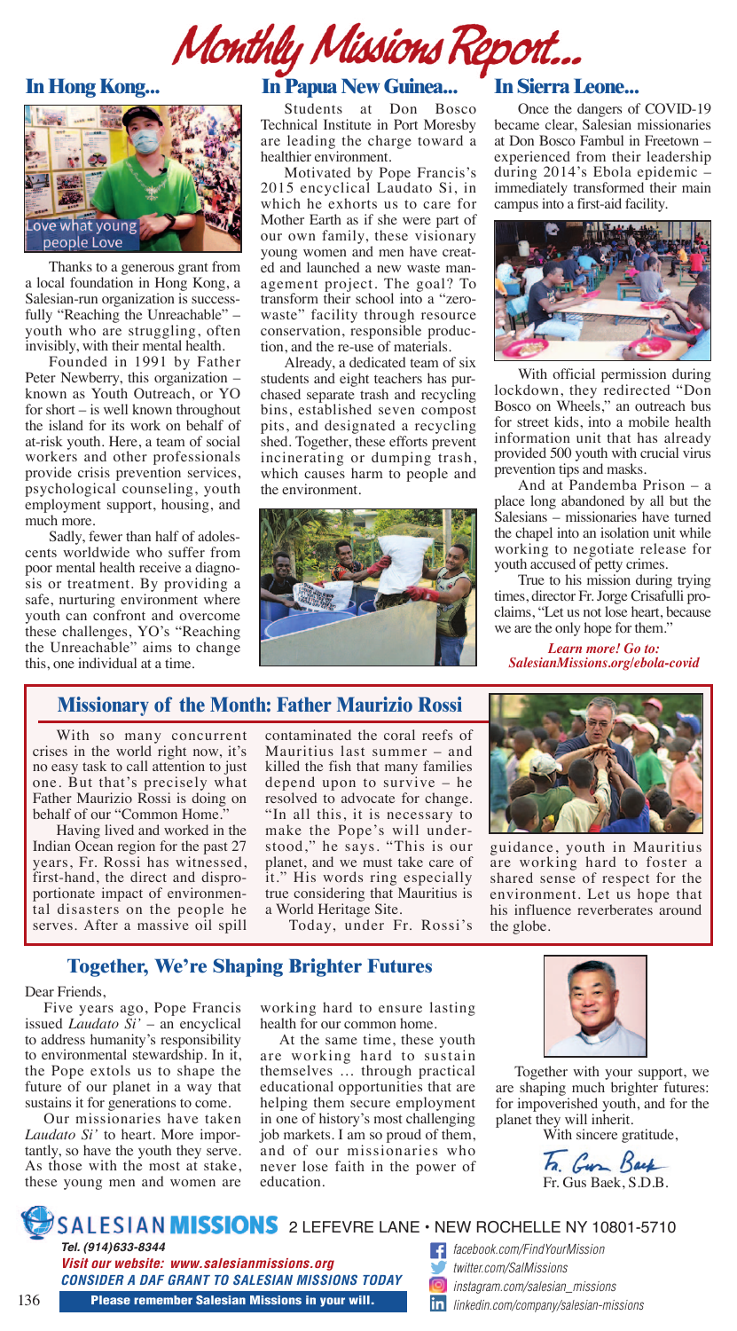# Monthly Missions Report...

## In Hong Kong...

Love what young people Love

Thanks to a generous grant from a local foundation in Hong Kong, a Salesian-run organization is successfully "Reaching the Unreachable" – youth who are struggling, often invisibly, with their mental health.

Founded in 1991 by Father Peter Newberry, this organization – known as Youth Outreach, or YO for short – is well known throughout the island for its work on behalf of at-risk youth. Here, a team of social workers and other professionals provide crisis prevention services, psychological counseling, youth employment support, housing, and much more.

Sadly, fewer than half of adolescents worldwide who suffer from poor mental health receive a diagnosis or treatment. By providing a safe, nurturing environment where youth can confront and overcome these challenges, YO's "Reaching the Unreachable" aims to change this, one individual at a time.

## In Papua New Guinea...

Students at Don Bosco Technical Institute in Port Moresby are leading the charge toward a healthier environment.

Motivated by Pope Francis's 2015 encyclical Laudato Si, in which he exhorts us to care for Mother Earth as if she were part of our own family, these visionary young women and men have created and launched a new waste management project. The goal? To transform their school into a "zero-waste" facility through resource conservation, responsible production, and the re-use of materials.

Already, a dedicated team of six students and eight teachers has purchased separate trash and recycling bins, established seven compost pits, and designated a recycling shed. Together, these efforts prevent incinerating or dumping trash, which causes harm to people and the environment.

## In Sierra Leone...

Once the dangers of COVID-19 became clear, Salesian missionaries at Don Bosco Fambul in Freetown – experienced from their leadership during 2014's Ebola epidemic – immediately transformed their main campus into a first-aid facility.

With official permission during lockdown, they redirected "Don Bosco on Wheels," an outreach bus for street kids, into a mobile health information unit that has already provided 500 youth with crucial virus prevention tips and masks.

And at Pandemba Prison – a place long abandoned by all but the Salesians – missionaries have turned the chapel into an isolation unit while working to negotiate release for youth accused of petty crimes.

True to his mission during trying times, director Fr. Jorge Crisafulli proclaims, "Let us not lose heart, because we are the only hope for them."

***Learn more! Go to: SalesianMissions.org/ebola-covid***

## Missionary of the Month: Father Maurizio Rossi

With so many concurrent crises in the world right now, it's no easy task to call attention to just one. But that's precisely what Father Maurizio Rossi is doing on behalf of our "Common Home."

Having lived and worked in the Indian Ocean region for the past 27 years, Fr. Rossi has witnessed, first-hand, the direct and disproportionate impact of environmental disasters on the people he serves. After a massive oil spill contaminated the coral reefs of Mauritius last summer – and killed the fish that many families depend upon to survive – he resolved to advocate for change. "In all this, it is necessary to make the Pope's will understood," he says. "This is our planet, and we must take care of it." His words ring especially true considering that Mauritius is a World Heritage Site.

Today, under Fr. Rossi's guidance, youth in Mauritius are working hard to foster a shared sense of respect for the environment. Let us hope that his influence reverberates around the globe.

## Together, We're Shaping Brighter Futures

Dear Friends,

Five years ago, Pope Francis issued *Laudato Si'* – an encyclical to address humanity's responsibility to environmental stewardship. In it, the Pope extols us to shape the future of our planet in a way that sustains it for generations to come.

Our missionaries have taken *Laudato Si'* to heart. More importantly, so have the youth they serve. As those with the most at stake, these young men and women are working hard to ensure lasting health for our common home.

At the same time, these youth are working hard to sustain themselves ... through practical educational opportunities that are helping them secure employment in one of history's most challenging job markets. I am so proud of them, and of our missionaries who never lose faith in the power of education.

Together with your support, we are shaping much brighter futures: for impoverished youth, and for the planet they will inherit.

With sincere gratitude,

Fr. Gus Baek, S.D.B.

**SALESIAN MISSIONS** 2 LEFEVRE LANE • NEW ROCHELLE NY 10801-5710

***Tel. (914)633-8344***
***Visit our website: www.salesianmissions.org***
***CONSIDER A DAF GRANT TO SALESIAN MISSIONS TODAY***
**Please remember Salesian Missions in your will.**

*facebook.com/FindYourMission*
*twitter.com/SalMissions*
*instagram.com/salesian_missions*
*linkedin.com/company/salesian-missions*